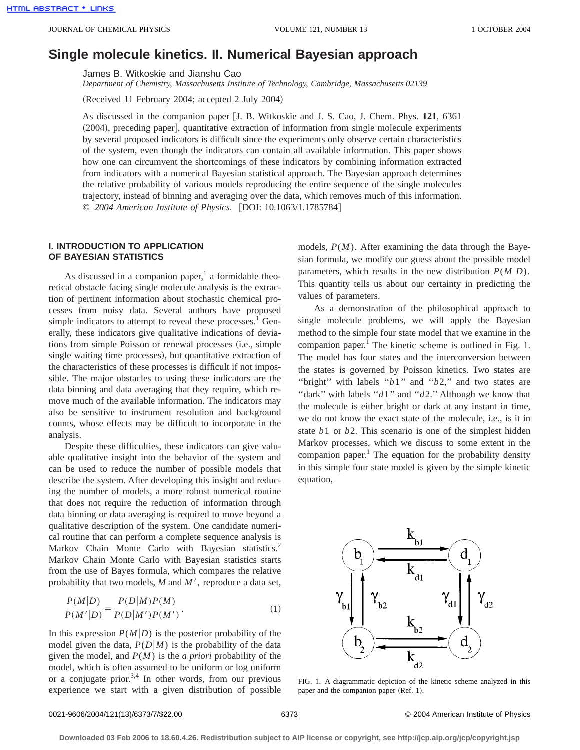# Single molecule kinetics. II. Numerical Bayesian approach

James B. Witkoskie and Jianshu Cao

*Department of Chemistry, Massachusetts Institute of Technology, Cambridge, Massachusetts 02139*

(Received 11 February 2004; accepted 2 July 2004)

As discussed in the companion paper [J. B. Witkoskie and J. S. Cao, J. Chem. Phys. **121**, 6361 (2004), preceding paper], quantitative extraction of information from single molecule experiments by several proposed indicators is difficult since the experiments only observe certain characteristics of the system, even though the indicators can contain all available information. This paper shows how one can circumvent the shortcomings of these indicators by combining information extracted from indicators with a numerical Bayesian statistical approach. The Bayesian approach determines the relative probability of various models reproducing the entire sequence of the single molecules trajectory, instead of binning and averaging over the data, which removes much of this information. © *2004 American Institute of Physics.* [DOI: 10.1063/1.1785784]

## I. INTRODUCTION TO APPLICATION OF BAYESIAN STATISTICS

As discussed in a companion paper,[1] a formidable theoretical obstacle facing single molecule analysis is the extraction of pertinent information about stochastic chemical processes from noisy data. Several authors have proposed simple indicators to attempt to reveal these processes.[1] Generally, these indicators give qualitative indications of deviations from simple Poisson or renewal processes (i.e., simple single waiting time processes), but quantitative extraction of the characteristics of these processes is difficult if not impossible. The major obstacles to using these indicators are the data binning and data averaging that they require, which remove much of the available information. The indicators may also be sensitive to instrument resolution and background counts, whose effects may be difficult to incorporate in the analysis.

Despite these difficulties, these indicators can give valuable qualitative insight into the behavior of the system and can be used to reduce the number of possible models that describe the system. After developing this insight and reducing the number of models, a more robust numerical routine that does not require the reduction of information through data binning or data averaging is required to move beyond a qualitative description of the system. One candidate numerical routine that can perform a complete sequence analysis is Markov Chain Monte Carlo with Bayesian statistics.[2] Markov Chain Monte Carlo with Bayesian statistics starts from the use of Bayes formula, which compares the relative probability that two models, $M$ and $M'$, reproduce a data set,

$$\frac{P(M|D)}{P(M'|D)} = \frac{P(D|M)P(M)}{P(D|M')P(M')}. \tag{1}$$

In this expression $P(M|D)$ is the posterior probability of the model given the data, $P(D|M)$ is the probability of the data given the model, and $P(M)$ is the *a priori* probability of the model, which is often assumed to be uniform or log uniform or a conjugate prior.[3,4] In other words, from our previous experience we start with a given distribution of possible models, $P(M)$. After examining the data through the Bayesian formula, we modify our guess about the possible model parameters, which results in the new distribution $P(M|D)$. This quantity tells us about our certainty in predicting the values of parameters.

As a demonstration of the philosophical approach to single molecule problems, we will apply the Bayesian method to the simple four state model that we examine in the companion paper.[1] The kinetic scheme is outlined in Fig. 1. The model has four states and the interconversion between the states is governed by Poisson kinetics. Two states are "bright" with labels "$b1$" and "$b2$," and two states are "dark" with labels "$d1$" and "$d2$." Although we know that the molecule is either bright or dark at any instant in time, we do not know the exact state of the molecule, i.e., is it in state $b1$ or $b2$. This scenario is one of the simplest hidden Markov processes, which we discuss to some extent in the companion paper.[1] The equation for the probability density in this simple four state model is given by the simple kinetic equation,

FIG. 1. A diagrammatic depiction of the kinetic scheme analyzed in this paper and the companion paper (Ref. 1).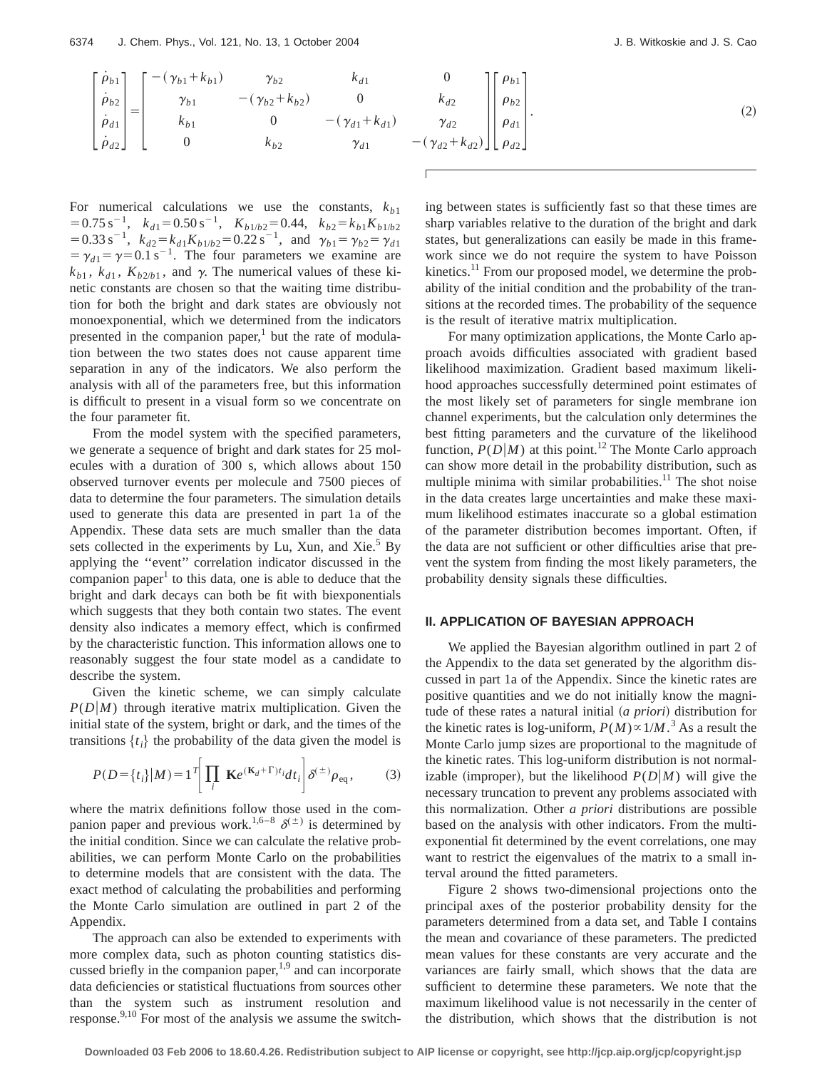$$
\begin{bmatrix} \dot{\rho}_{b1} \\ \dot{\rho}_{b2} \\ \dot{\rho}_{d1} \\ \dot{\rho}_{d2} \end{bmatrix} = \begin{bmatrix} -(\gamma_{b1}+k_{b1}) & \gamma_{b2} & k_{d1} & 0 \\ \gamma_{b1} & -(\gamma_{b2}+k_{b2}) & 0 & k_{d2} \\ k_{b1} & 0 & -(\gamma_{d1}+k_{d1}) & \gamma_{d2} \\ 0 & k_{b2} & \gamma_{d1} & -(\gamma_{d2}+k_{d2}) \end{bmatrix} \begin{bmatrix} \rho_{b1} \\ \rho_{b2} \\ \rho_{d1} \\ \rho_{d2} \end{bmatrix}. \tag{2}
$$

For numerical calculations we use the constants, $k_{b1} = 0.75\,\mathrm{s}^{-1}$, $k_{d1} = 0.50\,\mathrm{s}^{-1}$, $K_{b1/b2} = 0.44$, $k_{b2} = k_{b1}K_{b1/b2} = 0.33\,\mathrm{s}^{-1}$, $k_{d2} = k_{d1}K_{b1/b2} = 0.22\,\mathrm{s}^{-1}$, and $\gamma_{b1} = \gamma_{b2} = \gamma_{d1} = \gamma_{d1} = \gamma = 0.1\,\mathrm{s}^{-1}$. The four parameters we examine are $k_{b1}$, $k_{d1}$, $K_{b2/b1}$, and $\gamma$. The numerical values of these kinetic constants are chosen so that the waiting time distribution for both the bright and dark states are obviously not monoexponential, which we determined from the indicators presented in the companion paper,[1] but the rate of modulation between the two states does not cause apparent time separation in any of the indicators. We also perform the analysis with all of the parameters free, but this information is difficult to present in a visual form so we concentrate on the four parameter fit.

From the model system with the specified parameters, we generate a sequence of bright and dark states for 25 molecules with a duration of 300 s, which allows about 150 observed turnover events per molecule and 7500 pieces of data to determine the four parameters. The simulation details used to generate this data are presented in part 1a of the Appendix. These data sets are much smaller than the data sets collected in the experiments by Lu, Xun, and Xie.[5] By applying the "event" correlation indicator discussed in the companion paper[1] to this data, one is able to deduce that the bright and dark decays can both be fit with biexponentials which suggests that they both contain two states. The event density also indicates a memory effect, which is confirmed by the characteristic function. This information allows one to reasonably suggest the four state model as a candidate to describe the system.

Given the kinetic scheme, we can simply calculate $P(D|M)$ through iterative matrix multiplication. Given the initial state of the system, bright or dark, and the times of the transitions $\{t_i\}$ the probability of the data given the model is

$$
P(D=\{t_i\}|M) = 1^T\left[\prod_i \mathbf{K}e^{(\mathbf{K}_d+\Gamma)t_i}dt_i\right]\delta^{(\pm)}\rho_{\mathrm{eq}}, \tag{3}
$$

where the matrix definitions follow those used in the companion paper and previous work.[1,6–8] $\delta^{(\pm)}$ is determined by the initial condition. Since we can calculate the relative probabilities, we can perform Monte Carlo on the probabilities to determine models that are consistent with the data. The exact method of calculating the probabilities and performing the Monte Carlo simulation are outlined in part 2 of the Appendix.

The approach can also be extended to experiments with more complex data, such as photon counting statistics discussed briefly in the companion paper,[1,9] and can incorporate data deficiencies or statistical fluctuations from sources other than the system such as instrument resolution and response.[9,10] For most of the analysis we assume the switching between states is sufficiently fast so that these times are sharp variables relative to the duration of the bright and dark states, but generalizations can easily be made in this framework since we do not require the system to have Poisson kinetics.[11] From our proposed model, we determine the probability of the initial condition and the probability of the transitions at the recorded times. The probability of the sequence is the result of iterative matrix multiplication.

For many optimization applications, the Monte Carlo approach avoids difficulties associated with gradient based likelihood maximization. Gradient based maximum likelihood approaches successfully determined point estimates of the most likely set of parameters for single membrane ion channel experiments, but the calculation only determines the best fitting parameters and the curvature of the likelihood function, $P(D|M)$ at this point.[12] The Monte Carlo approach can show more detail in the probability distribution, such as multiple minima with similar probabilities.[11] The shot noise in the data creates large uncertainties and make these maximum likelihood estimates inaccurate so a global estimation of the parameter distribution becomes important. Often, if the data are not sufficient or other difficulties arise that prevent the system from finding the most likely parameters, the probability density signals these difficulties.

## II. APPLICATION OF BAYESIAN APPROACH

We applied the Bayesian algorithm outlined in part 2 of the Appendix to the data set generated by the algorithm discussed in part 1a of the Appendix. Since the kinetic rates are positive quantities and we do not initially know the magnitude of these rates a natural initial (*a priori*) distribution for the kinetic rates is log-uniform, $P(M) \propto 1/M$.[3] As a result the Monte Carlo jump sizes are proportional to the magnitude of the kinetic rates. This log-uniform distribution is not normalizable (improper), but the likelihood $P(D|M)$ will give the necessary truncation to prevent any problems associated with this normalization. Other *a priori* distributions are possible based on the analysis with other indicators. From the multiexponential fit determined by the event correlations, one may want to restrict the eigenvalues of the matrix to a small interval around the fitted parameters.

Figure 2 shows two-dimensional projections onto the principal axes of the posterior probability density for the parameters determined from a data set, and Table I contains the mean and covariance of these parameters. The predicted mean values for these constants are very accurate and the variances are fairly small, which shows that the data are sufficient to determine these parameters. We note that the maximum likelihood value is not necessarily in the center of the distribution, which shows that the distribution is not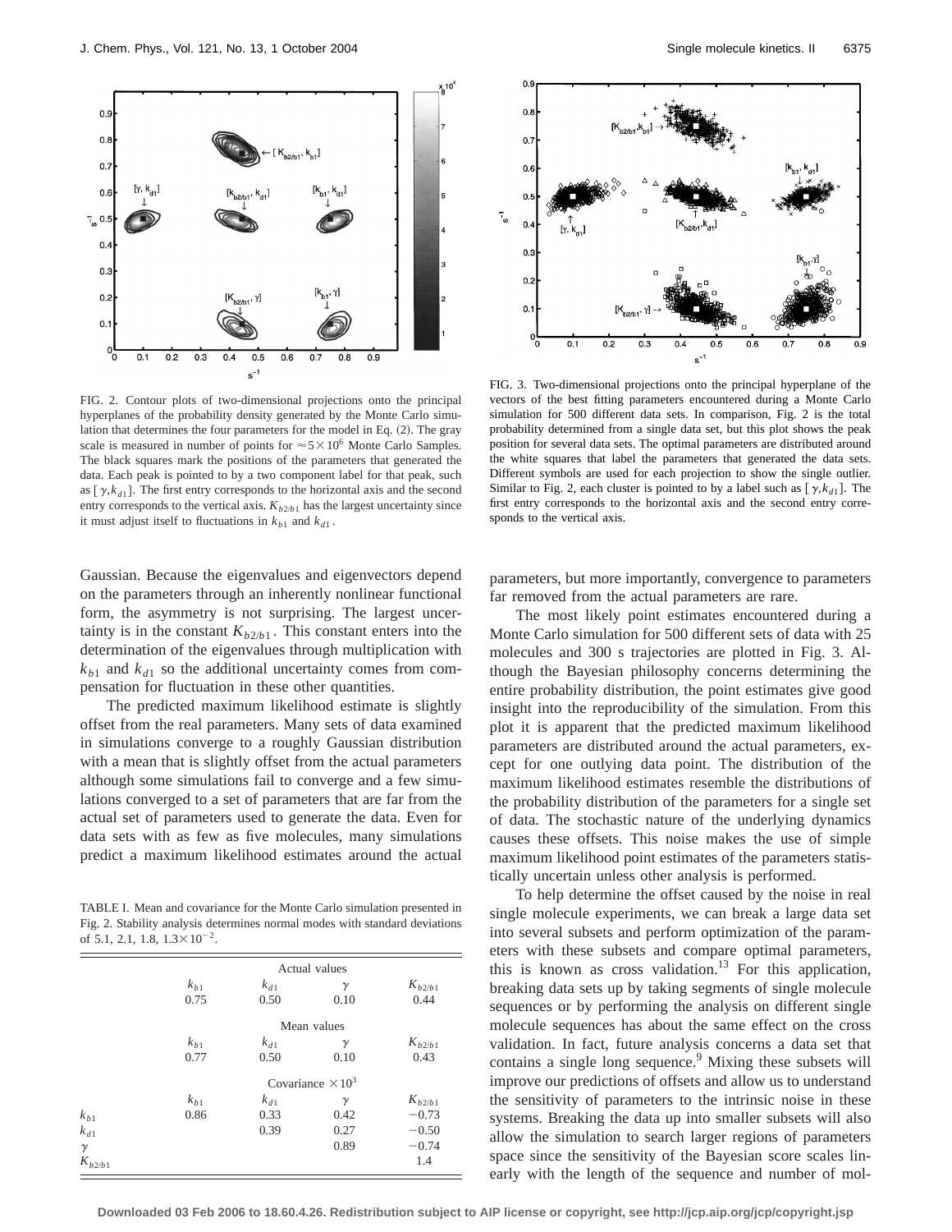FIG. 2. Contour plots of two-dimensional projections onto the principal hyperplanes of the probability density generated by the Monte Carlo simulation that determines the four parameters for the model in Eq. (2). The gray scale is measured in number of points for $\approx 5\times 10^6$ Monte Carlo Samples. The black squares mark the positions of the parameters that generated the data. Each peak is pointed to by a two component label for that peak, such as $[\gamma, k_{d1}]$. The first entry corresponds to the horizontal axis and the second entry corresponds to the vertical axis. $K_{b2/b1}$ has the largest uncertainty since it must adjust itself to fluctuations in $k_{b1}$ and $k_{d1}$.

FIG. 3. Two-dimensional projections onto the principal hyperplane of the vectors of the best fitting parameters encountered during a Monte Carlo simulation for 500 different data sets. In comparison, Fig. 2 is the total probability determined from a single data set, but this plot shows the peak position for several data sets. The optimal parameters are distributed around the white squares that label the parameters that generated the data sets. Different symbols are used for each projection to show the single outlier. Similar to Fig. 2, each cluster is pointed to by a label such as $[\gamma, k_{d1}]$. The first entry corresponds to the horizontal axis and the second entry corresponds to the vertical axis.

Gaussian. Because the eigenvalues and eigenvectors depend on the parameters through an inherently nonlinear functional form, the asymmetry is not surprising. The largest uncertainty is in the constant $K_{b2/b1}$. This constant enters into the determination of the eigenvalues through multiplication with $k_{b1}$ and $k_{d1}$ so the additional uncertainty comes from compensation for fluctuation in these other quantities.

The predicted maximum likelihood estimate is slightly offset from the real parameters. Many sets of data examined in simulations converge to a roughly Gaussian distribution with a mean that is slightly offset from the actual parameters although some simulations fail to converge and a few simulations converged to a set of parameters that are far from the actual set of parameters used to generate the data. Even for data sets with as few as five molecules, many simulations predict a maximum likelihood estimates around the actual parameters, but more importantly, convergence to parameters far removed from the actual parameters are rare.

TABLE I. Mean and covariance for the Monte Carlo simulation presented in Fig. 2. Stability analysis determines normal modes with standard deviations of 5.1, 2.1, 1.8, $1.3\times 10^{-2}$.

| | Actual values | | | |
|---|---|---|---|---|
| | $k_{b1}$ | $k_{d1}$ | $\gamma$ | $K_{b2/b1}$ |
| | 0.75 | 0.50 | 0.10 | 0.44 |
| | Mean values | | | |
| | $k_{b1}$ | $k_{d1}$ | $\gamma$ | $K_{b2/b1}$ |
| | 0.77 | 0.50 | 0.10 | 0.43 |
| | Covariance $\times 10^3$ | | | |
| | $k_{b1}$ | $k_{d1}$ | $\gamma$ | $K_{b2/b1}$ |
| $k_{b1}$ | 0.86 | 0.33 | 0.42 | −0.73 |
| $k_{d1}$ | | 0.39 | 0.27 | −0.50 |
| $\gamma$ | | | 0.89 | −0.74 |
| $K_{b2/b1}$ | | | | 1.4 |

The most likely point estimates encountered during a Monte Carlo simulation for 500 different sets of data with 25 molecules and 300 s trajectories are plotted in Fig. 3. Although the Bayesian philosophy concerns determining the entire probability distribution, the point estimates give good insight into the reproducibility of the simulation. From this plot it is apparent that the predicted maximum likelihood parameters are distributed around the actual parameters, except for one outlying data point. The distribution of the maximum likelihood estimates resemble the distributions of the probability distribution of the parameters for a single set of data. The stochastic nature of the underlying dynamics causes these offsets. This noise makes the use of simple maximum likelihood point estimates of the parameters statistically uncertain unless other analysis is performed.

To help determine the offset caused by the noise in real single molecule experiments, we can break a large data set into several subsets and perform optimization of the parameters with these subsets and compare optimal parameters, this is known as cross validation.[13] For this application, breaking data sets up by taking segments of single molecule sequences or by performing the analysis on different single molecule sequences has about the same effect on the cross validation. In fact, future analysis concerns a data set that contains a single long sequence.[9] Mixing these subsets will improve our predictions of offsets and allow us to understand the sensitivity of parameters to the intrinsic noise in these systems. Breaking the data up into smaller subsets will also allow the simulation to search larger regions of parameters space since the sensitivity of the Bayesian score scales linearly with the length of the sequence and number of mol-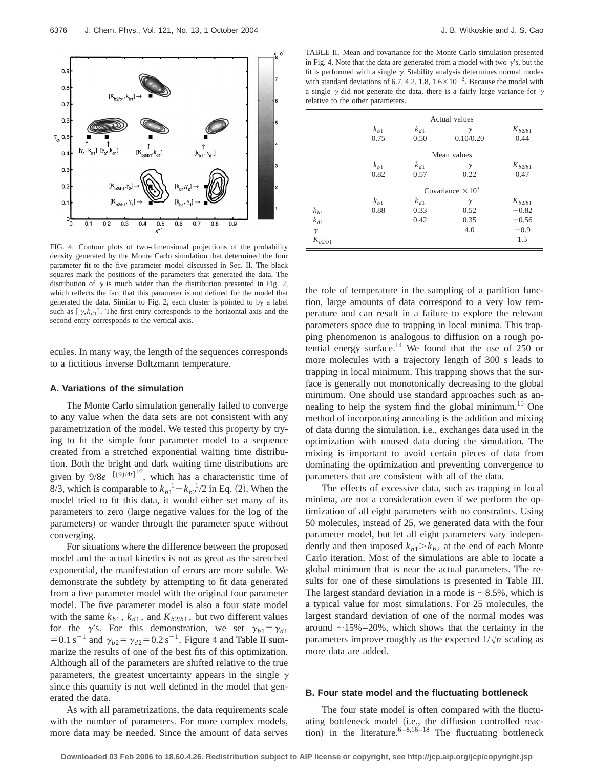FIG. 4. Contour plots of two-dimensional projections of the probability density generated by the Monte Carlo simulation that determined the four parameter fit to the five parameter model discussed in Sec. II. The black squares mark the positions of the parameters that generated the data. The distribution of $\gamma$ is much wider than the distribution presented in Fig. 2, which reflects the fact that this parameter is not defined for the model that generated the data. Similar to Fig. 2, each cluster is pointed to by a label such as $[\gamma, k_{d1}]$. The first entry corresponds to the horizontal axis and the second entry corresponds to the vertical axis.

ecules. In many way, the length of the sequences corresponds to a fictitious inverse Boltzmann temperature.

### A. Variations of the simulation

The Monte Carlo simulation generally failed to converge to any value when the data sets are not consistent with any parametrization of the model. We tested this property by trying to fit the simple four parameter model to a sequence created from a stretched exponential waiting time distribution. Both the bright and dark waiting time distributions are given by $9/8e^{-[(9)/4t]^{1/2}}$, which has a characteristic time of 8/3, which is comparable to $k_{b1}^{-1}+k_{b2}^{-1}/2$ in Eq. (2). When the model tried to fit this data, it would either set many of its parameters to zero (large negative values for the log of the parameters) or wander through the parameter space without converging.

For situations where the difference between the proposed model and the actual kinetics is not as great as the stretched exponential, the manifestation of errors are more subtle. We demonstrate the subtlety by attempting to fit data generated from a five parameter model with the original four parameter model. The five parameter model is also a four state model with the same $k_{b1}$, $k_{d1}$, and $K_{b2/b1}$, but two different values for the $\gamma$'s. For this demonstration, we set $\gamma_{b1}=\gamma_{d1}=0.1\,\text{s}^{-1}$ and $\gamma_{b2}=\gamma_{d2}=0.2\,\text{s}^{-1}$. Figure 4 and Table II summarize the results of one of the best fits of this optimization. Although all of the parameters are shifted relative to the true parameters, the greatest uncertainty appears in the single $\gamma$ since this quantity is not well defined in the model that generated the data.

As with all parametrizations, the data requirements scale with the number of parameters. For more complex models, more data may be needed. Since the amount of data serves the role of temperature in the sampling of a partition function, large amounts of data correspond to a very low temperature and can result in a failure to explore the relevant parameters space due to trapping in local minima. This trapping phenomenon is analogous to diffusion on a rough potential energy surface.[14] We found that the use of 250 or more molecules with a trajectory length of 300 s leads to trapping in local minimum. This trapping shows that the surface is generally not monotonically decreasing to the global minimum. One should use standard approaches such as annealing to help the system find the global minimum.[15] One method of incorporating annealing is the addition and mixing of data during the simulation, i.e., exchanges data used in the optimization with unused data during the simulation. The mixing is important to avoid certain pieces of data from dominating the optimization and preventing convergence to parameters that are consistent with all of the data.

TABLE II. Mean and covariance for the Monte Carlo simulation presented in Fig. 4. Note that the data are generated from a model with two $\gamma$'s, but the fit is performed with a single $\gamma$. Stability analysis determines normal modes with standard deviations of 6.7, 4.2, 1.8, $1.6\times10^{-2}$. Because the model with a single $\gamma$ did not generate the data, there is a fairly large variance for $\gamma$ relative to the other parameters.

| | Actual values | | | |
|---|---|---|---|---|
| | $k_{b1}$ | $k_{d1}$ | $\gamma$ | $K_{b2/b1}$ |
| | 0.75 | 0.50 | 0.10/0.20 | 0.44 |
| | Mean values | | | |
| | $k_{b1}$ | $k_{d1}$ | $\gamma$ | $K_{b2/b1}$ |
| | 0.82 | 0.57 | 0.22 | 0.47 |
| | Covariance $\times10^3$ | | | |
| | $k_{b1}$ | $k_{d1}$ | $\gamma$ | $K_{b2/b1}$ |
| $k_{b1}$ | 0.88 | 0.33 | 0.52 | $-0.82$ |
| $k_{d1}$ | | 0.42 | 0.35 | $-0.56$ |
| $\gamma$ | | | 4.0 | $-0.9$ |
| $K_{b2/b1}$ | | | | 1.5 |

The effects of excessive data, such as trapping in local minima, are not a consideration even if we perform the optimization of all eight parameters with no constraints. Using 50 molecules, instead of 25, we generated data with the four parameter model, but let all eight parameters vary independently and then imposed $k_{b1}>k_{b2}$ at the end of each Monte Carlo iteration. Most of the simulations are able to locate a global minimum that is near the actual parameters. The results for one of these simulations is presented in Table III. The largest standard deviation in a mode is $\sim$8.5%, which is a typical value for most simulations. For 25 molecules, the largest standard deviation of one of the normal modes was around $\sim$15%–20%, which shows that the certainty in the parameters improve roughly as the expected $1/\sqrt{n}$ scaling as more data are added.

### B. Four state model and the fluctuating bottleneck

The four state model is often compared with the fluctuating bottleneck model (i.e., the diffusion controlled reaction) in the literature.[6–8,16–18] The fluctuating bottleneck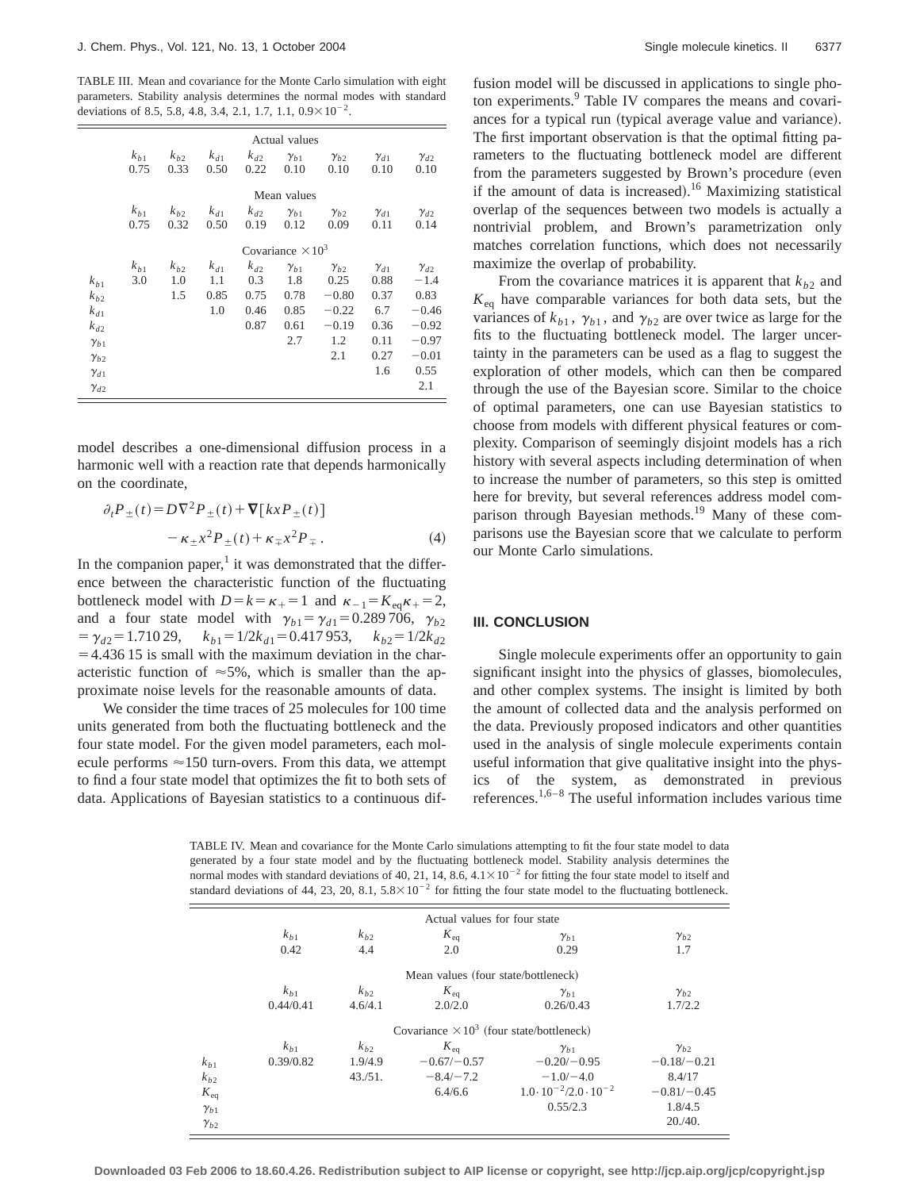TABLE III. Mean and covariance for the Monte Carlo simulation with eight parameters. Stability analysis determines the normal modes with standard deviations of 8.5, 5.8, 4.8, 3.4, 2.1, 1.7, 1.1, $0.9\times10^{-2}$.

| | $k_{b1}$ | $k_{b2}$ | $k_{d1}$ | $k_{d2}$ | $\gamma_{b1}$ | $\gamma_{b2}$ | $\gamma_{d1}$ | $\gamma_{d2}$ |
|---|---|---|---|---|---|---|---|---|
| | | | | Actual values | | | | |
| | 0.75 | 0.33 | 0.50 | 0.22 | 0.10 | 0.10 | 0.10 | 0.10 |
| | | | | Mean values | | | | |
| | 0.75 | 0.32 | 0.50 | 0.19 | 0.12 | 0.09 | 0.11 | 0.14 |
| | | | | Covariance $\times10^3$ | | | | |
| $k_{b1}$ | 3.0 | 1.0 | 1.1 | 0.3 | 1.8 | 0.25 | 0.88 | $-1.4$ |
| $k_{b2}$ | | 1.5 | 0.85 | 0.75 | 0.78 | $-0.80$ | 0.37 | 0.83 |
| $k_{d1}$ | | | 1.0 | 0.46 | 0.85 | $-0.22$ | 6.7 | $-0.46$ |
| $k_{d2}$ | | | | 0.87 | 0.61 | $-0.19$ | 0.36 | $-0.92$ |
| $\gamma_{b1}$ | | | | | 2.7 | 1.2 | 0.11 | $-0.97$ |
| $\gamma_{b2}$ | | | | | | 2.1 | 0.27 | $-0.01$ |
| $\gamma_{d1}$ | | | | | | | 1.6 | 0.55 |
| $\gamma_{d2}$ | | | | | | | | 2.1 |

model describes a one-dimensional diffusion process in a harmonic well with a reaction rate that depends harmonically on the coordinate,

$$\partial_t P_{\pm}(t) = D\nabla^2 P_{\pm}(t) + \nabla[kxP_{\pm}(t)] - \kappa_{\pm}x^2 P_{\pm}(t) + \kappa_{\mp}x^2 P_{\mp}. \tag{4}$$

In the companion paper,[1] it was demonstrated that the difference between the characteristic function of the fluctuating bottleneck model with $D=k=\kappa_+=1$ and $\kappa_{-1}=K_{\rm eq}\kappa_+=2$, and a four state model with $\gamma_{b1}=\gamma_{d1}=0.289\,706$, $\gamma_{b2}=\gamma_{d2}=1.710\,29$, $k_{b1}=1/2k_{d1}=0.417\,953$, $k_{b2}=1/2k_{d2}=4.436\,15$ is small with the maximum deviation in the characteristic function of $\approx 5\%$, which is smaller than the approximate noise levels for the reasonable amounts of data.

We consider the time traces of 25 molecules for 100 time units generated from both the fluctuating bottleneck and the four state model. For the given model parameters, each molecule performs $\approx 150$ turn-overs. From this data, we attempt to find a four state model that optimizes the fit to both sets of data. Applications of Bayesian statistics to a continuous diffusion model will be discussed in applications to single photon experiments.[9] Table IV compares the means and covariances for a typical run (typical average value and variance). The first important observation is that the optimal fitting parameters to the fluctuating bottleneck model are different from the parameters suggested by Brown's procedure (even if the amount of data is increased).[16] Maximizing statistical overlap of the sequences between two models is actually a nontrivial problem, and Brown's parametrization only matches correlation functions, which does not necessarily maximize the overlap of probability.

From the covariance matrices it is apparent that $k_{b2}$ and $K_{\rm eq}$ have comparable variances for both data sets, but the variances of $k_{b1}$, $\gamma_{b1}$, and $\gamma_{b2}$ are over twice as large for the fits to the fluctuating bottleneck model. The larger uncertainty in the parameters can be used as a flag to suggest the exploration of other models, which can then be compared through the use of the Bayesian score. Similar to the choice of optimal parameters, one can use Bayesian statistics to choose from models with different physical features or complexity. Comparison of seemingly disjoint models has a rich history with several aspects including determination of when to increase the number of parameters, so this step is omitted here for brevity, but several references address model comparison through Bayesian methods.[19] Many of these comparisons use the Bayesian score that we calculate to perform our Monte Carlo simulations.

## III. CONCLUSION

Single molecule experiments offer an opportunity to gain significant insight into the physics of glasses, biomolecules, and other complex systems. The insight is limited by both the amount of collected data and the analysis performed on the data. Previously proposed indicators and other quantities used in the analysis of single molecule experiments contain useful information that give qualitative insight into the physics of the system, as demonstrated in previous references.[1,6–8] The useful information includes various time

TABLE IV. Mean and covariance for the Monte Carlo simulations attempting to fit the four state model to data generated by a four state model and by the fluctuating bottleneck model. Stability analysis determines the normal modes with standard deviations of 40, 21, 14, 8.6, $4.1\times10^{-2}$ for fitting the four state model to itself and standard deviations of 44, 23, 20, 8.1, $5.8\times10^{-2}$ for fitting the four state model to the fluctuating bottleneck.

| | $k_{b1}$ | $k_{b2}$ | $K_{\rm eq}$ | $\gamma_{b1}$ | $\gamma_{b2}$ |
|---|---|---|---|---|---|
| | | | Actual values for four state | | |
| | 0.42 | 4.4 | 2.0 | 0.29 | 1.7 |
| | | | Mean values (four state/bottleneck) | | |
| | 0.44/0.41 | 4.6/4.1 | 2.0/2.0 | 0.26/0.43 | 1.7/2.2 |
| | | | Covariance $\times10^3$ (four state/bottleneck) | | |
| $k_{b1}$ | 0.39/0.82 | 1.9/4.9 | $-0.67/-0.57$ | $-0.20/-0.95$ | $-0.18/-0.21$ |
| $k_{b2}$ | | 43./51. | $-8.4/-7.2$ | $-1.0/-4.0$ | 8.4/17 |
| $K_{\rm eq}$ | | | 6.4/6.6 | $1.0\cdot10^{-2}/2.0\cdot10^{-2}$ | $-0.81/-0.45$ |
| $\gamma_{b1}$ | | | | 0.55/2.3 | 1.8/4.5 |
| $\gamma_{b2}$ | | | | | 20./40. |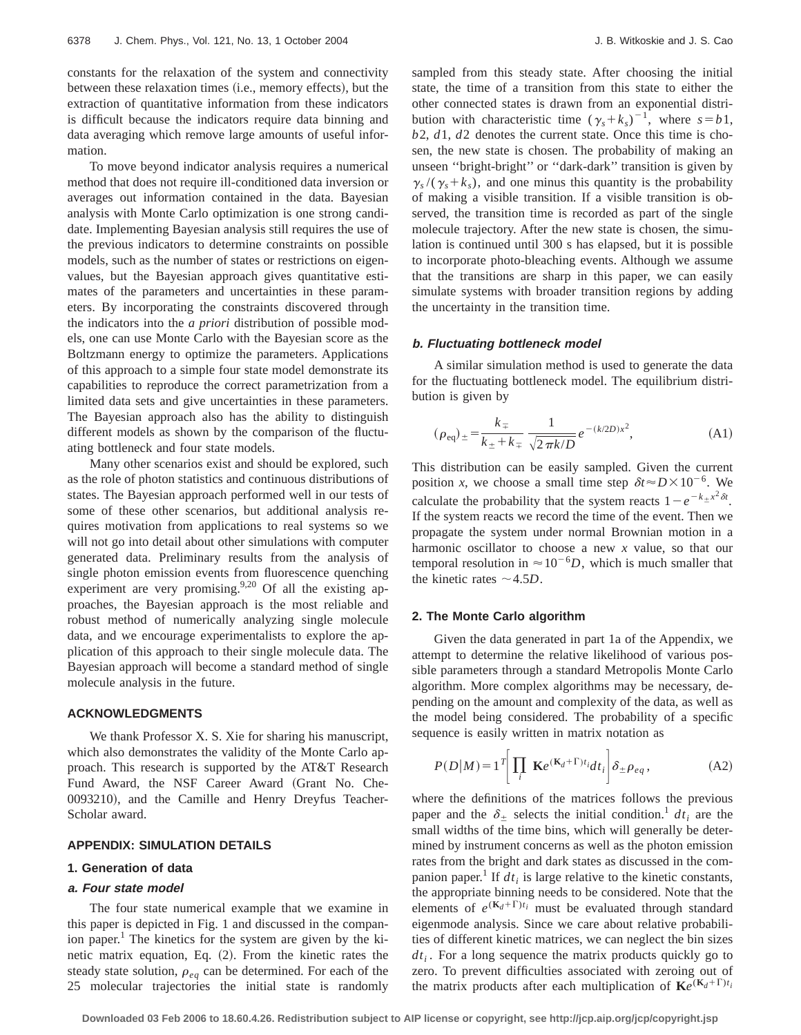constants for the relaxation of the system and connectivity between these relaxation times (i.e., memory effects), but the extraction of quantitative information from these indicators is difficult because the indicators require data binning and data averaging which remove large amounts of useful information.

To move beyond indicator analysis requires a numerical method that does not require ill-conditioned data inversion or averages out information contained in the data. Bayesian analysis with Monte Carlo optimization is one strong candidate. Implementing Bayesian analysis still requires the use of the previous indicators to determine constraints on possible models, such as the number of states or restrictions on eigenvalues, but the Bayesian approach gives quantitative estimates of the parameters and uncertainties in these parameters. By incorporating the constraints discovered through the indicators into the *a priori* distribution of possible models, one can use Monte Carlo with the Bayesian score as the Boltzmann energy to optimize the parameters. Applications of this approach to a simple four state model demonstrate its capabilities to reproduce the correct parametrization from a limited data sets and give uncertainties in these parameters. The Bayesian approach also has the ability to distinguish different models as shown by the comparison of the fluctuating bottleneck and four state models.

Many other scenarios exist and should be explored, such as the role of photon statistics and continuous distributions of states. The Bayesian approach performed well in our tests of some of these other scenarios, but additional analysis requires motivation from applications to real systems so we will not go into detail about other simulations with computer generated data. Preliminary results from the analysis of single photon emission events from fluorescence quenching experiment are very promising.[9,20] Of all the existing approaches, the Bayesian approach is the most reliable and robust method of numerically analyzing single molecule data, and we encourage experimentalists to explore the application of this approach to their single molecule data. The Bayesian approach will become a standard method of single molecule analysis in the future.

## ACKNOWLEDGMENTS

We thank Professor X. S. Xie for sharing his manuscript, which also demonstrates the validity of the Monte Carlo approach. This research is supported by the AT&T Research Fund Award, the NSF Career Award (Grant No. Che-0093210), and the Camille and Henry Dreyfus Teacher-Scholar award.

## APPENDIX: SIMULATION DETAILS

### 1. Generation of data

#### a. Four state model

The four state numerical example that we examine in this paper is depicted in Fig. 1 and discussed in the companion paper.[1] The kinetics for the system are given by the kinetic matrix equation, Eq. (2). From the kinetic rates the steady state solution, $\rho_{eq}$ can be determined. For each of the 25 molecular trajectories the initial state is randomly sampled from this steady state. After choosing the initial state, the time of a transition from this state to either the other connected states is drawn from an exponential distribution with characteristic time $(\gamma_s+k_s)^{-1}$, where $s=b1$, $b2$, $d1$, $d2$ denotes the current state. Once this time is chosen, the new state is chosen. The probability of making an unseen ''bright-bright'' or ''dark-dark'' transition is given by $\gamma_s/(\gamma_s+k_s)$, and one minus this quantity is the probability of making a visible transition. If a visible transition is observed, the transition time is recorded as part of the single molecule trajectory. After the new state is chosen, the simulation is continued until 300 s has elapsed, but it is possible to incorporate photo-bleaching events. Although we assume that the transitions are sharp in this paper, we can easily simulate systems with broader transition regions by adding the uncertainty in the transition time.

#### b. Fluctuating bottleneck model

A similar simulation method is used to generate the data for the fluctuating bottleneck model. The equilibrium distribution is given by

$$(\rho_{\rm eq})_{\pm}=\frac{k_{\mp}}{k_{\pm}+k_{\mp}}\frac{1}{\sqrt{2\pi k/D}}e^{-(k/2D)x^2}, \tag{A1}$$

This distribution can be easily sampled. Given the current position $x$, we choose a small time step $\delta t\approx D\times10^{-6}$. We calculate the probability that the system reacts $1-e^{-k_{\pm}x^2\delta t}$. If the system reacts we record the time of the event. Then we propagate the system under normal Brownian motion in a harmonic oscillator to choose a new $x$ value, so that our temporal resolution in $\approx10^{-6}D$, which is much smaller that the kinetic rates $\sim4.5D$.

### 2. The Monte Carlo algorithm

Given the data generated in part 1a of the Appendix, we attempt to determine the relative likelihood of various possible parameters through a standard Metropolis Monte Carlo algorithm. More complex algorithms may be necessary, depending on the amount and complexity of the data, as well as the model being considered. The probability of a specific sequence is easily written in matrix notation as

$$P(D|M)=1^T\left[\prod_i \mathbf{K}e^{(\mathbf{K}_d+\Gamma)t_i}dt_i\right]\delta_{\pm}\rho_{eq}, \tag{A2}$$

where the definitions of the matrices follows the previous paper and the $\delta_{\pm}$ selects the initial condition.[1] $dt_i$ are the small widths of the time bins, which will generally be determined by instrument concerns as well as the photon emission rates from the bright and dark states as discussed in the companion paper.[1] If $dt_i$ is large relative to the kinetic constants, the appropriate binning needs to be considered. Note that the elements of $e^{(\mathbf{K}_d+\Gamma)t_i}$ must be evaluated through standard eigenmode analysis. Since we care about relative probabilities of different kinetic matrices, we can neglect the bin sizes $dt_i$. For a long sequence the matrix products quickly go to zero. To prevent difficulties associated with zeroing out of the matrix products after each multiplication of $\mathbf{K}e^{(\mathbf{K}_d+\Gamma)t_i}$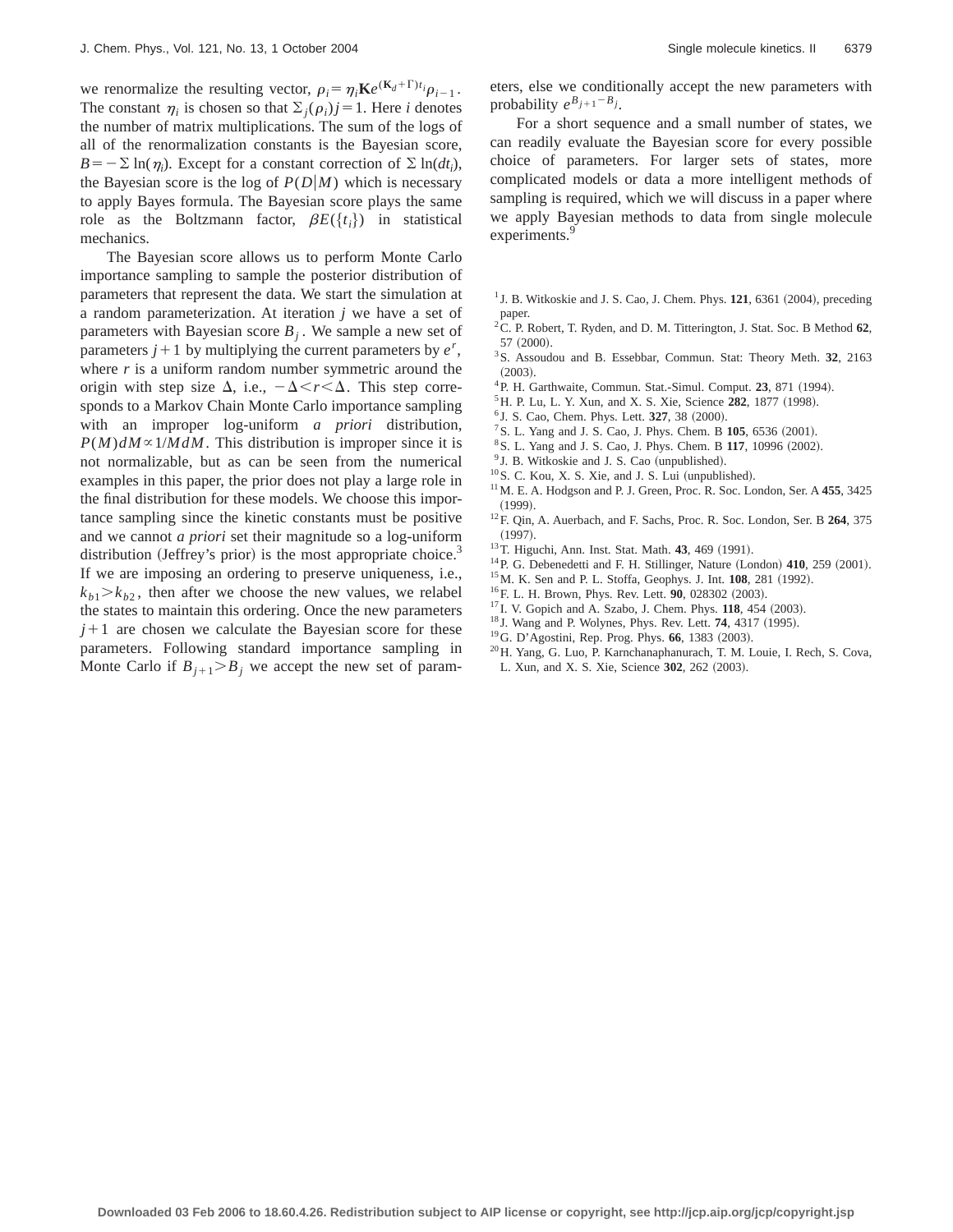we renormalize the resulting vector, $\rho_i = \eta_i \mathbf{K} e^{(\mathbf{K}_d+\Gamma)t_i}\rho_{i-1}$. The constant $\eta_i$ is chosen so that $\Sigma_j(\rho_i)j = 1$. Here $i$ denotes the number of matrix multiplications. The sum of the logs of all of the renormalization constants is the Bayesian score, $B = -\Sigma \ln(\eta_i)$. Except for a constant correction of $\Sigma \ln(dt_i)$, the Bayesian score is the log of $P(D|M)$ which is necessary to apply Bayes formula. The Bayesian score plays the same role as the Boltzmann factor, $\beta E(\{t_i\})$ in statistical mechanics.

The Bayesian score allows us to perform Monte Carlo importance sampling to sample the posterior distribution of parameters that represent the data. We start the simulation at a random parameterization. At iteration $j$ we have a set of parameters with Bayesian score $B_j$. We sample a new set of parameters $j+1$ by multiplying the current parameters by $e^r$, where $r$ is a uniform random number symmetric around the origin with step size $\Delta$, i.e., $-\Delta < r < \Delta$. This step corresponds to a Markov Chain Monte Carlo importance sampling with an improper log-uniform *a priori* distribution, $P(M)dM \propto 1/M dM$. This distribution is improper since it is not normalizable, but as can be seen from the numerical examples in this paper, the prior does not play a large role in the final distribution for these models. We choose this importance sampling since the kinetic constants must be positive and we cannot *a priori* set their magnitude so a log-uniform distribution (Jeffrey's prior) is the most appropriate choice.[3] If we are imposing an ordering to preserve uniqueness, i.e., $k_{b1} > k_{b2}$, then after we choose the new values, we relabel the states to maintain this ordering. Once the new parameters $j+1$ are chosen we calculate the Bayesian score for these parameters. Following standard importance sampling in Monte Carlo if $B_{j+1} > B_j$ we accept the new set of parameters, else we conditionally accept the new parameters with probability $e^{B_{j+1}-B_j}$.

For a short sequence and a small number of states, we can readily evaluate the Bayesian score for every possible choice of parameters. For larger sets of states, more complicated models or data a more intelligent methods of sampling is required, which we will discuss in a paper where we apply Bayesian methods to data from single molecule experiments.[9]

[1] J. B. Witkoskie and J. S. Cao, J. Chem. Phys. **121**, 6361 (2004), preceding paper.
[2] C. P. Robert, T. Ryden, and D. M. Titterington, J. Stat. Soc. B Method **62**, 57 (2000).
[3] S. Assoudou and B. Essebbar, Commun. Stat: Theory Meth. **32**, 2163 (2003).
[4] P. H. Garthwaite, Commun. Stat.-Simul. Comput. **23**, 871 (1994).
[5] H. P. Lu, L. Y. Xun, and X. S. Xie, Science **282**, 1877 (1998).
[6] J. S. Cao, Chem. Phys. Lett. **327**, 38 (2000).
[7] S. L. Yang and J. S. Cao, J. Phys. Chem. B **105**, 6536 (2001).
[8] S. L. Yang and J. S. Cao, J. Phys. Chem. B **117**, 10996 (2002).
[9] J. B. Witkoskie and J. S. Cao (unpublished).
[10] S. C. Kou, X. S. Xie, and J. S. Lui (unpublished).
[11] M. E. A. Hodgson and P. J. Green, Proc. R. Soc. London, Ser. A **455**, 3425 (1999).
[12] F. Qin, A. Auerbach, and F. Sachs, Proc. R. Soc. London, Ser. B **264**, 375 (1997).
[13] T. Higuchi, Ann. Inst. Stat. Math. **43**, 469 (1991).
[14] P. G. Debenedetti and F. H. Stillinger, Nature (London) **410**, 259 (2001).
[15] M. K. Sen and P. L. Stoffa, Geophys. J. Int. **108**, 281 (1992).
[16] F. L. H. Brown, Phys. Rev. Lett. **90**, 028302 (2003).
[17] I. V. Gopich and A. Szabo, J. Chem. Phys. **118**, 454 (2003).
[18] J. Wang and P. Wolynes, Phys. Rev. Lett. **74**, 4317 (1995).
[19] G. D'Agostini, Rep. Prog. Phys. **66**, 1383 (2003).
[20] H. Yang, G. Luo, P. Karnchanaphanurach, T. M. Louie, I. Rech, S. Cova, L. Xun, and X. S. Xie, Science **302**, 262 (2003).